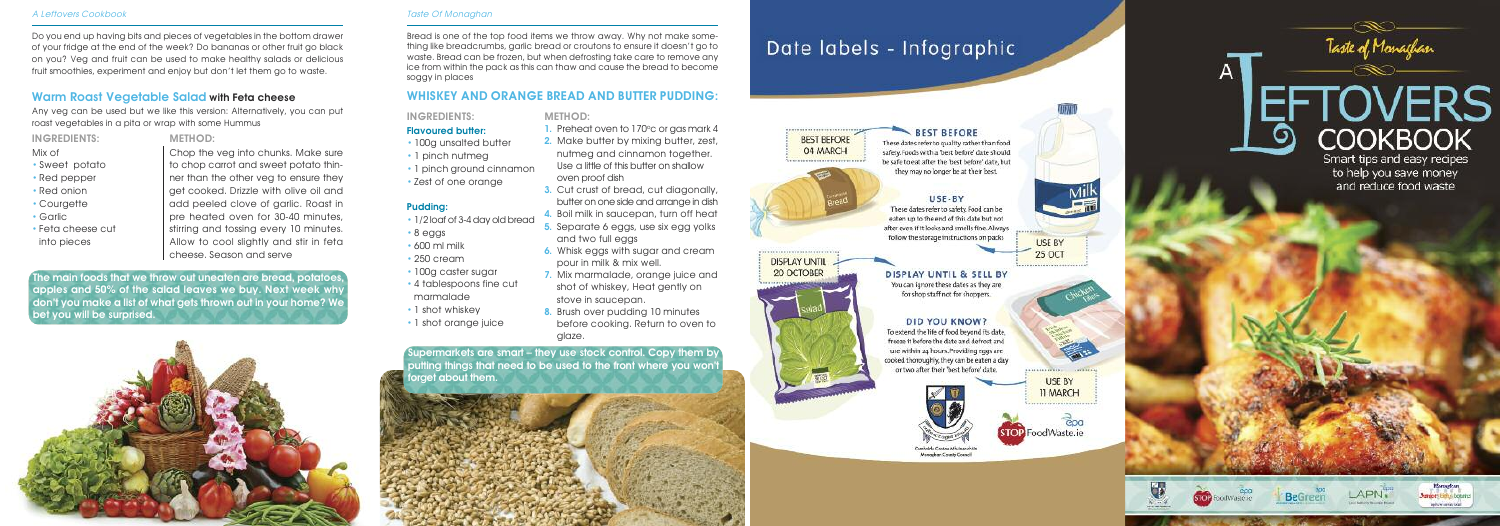Do you end up having bits and pieces of vegetables in the bottom drawer of your fridge at the end of the week? Do bananas or other fruit go black on you? Veg and fruit can be used to make healthy salads or delicious fruit smoothies, experiment and enjoy but don't let them go to waste.

## Warm Roast Vegetable Salad with Feta cheese

Any veg can be used but we like this version: Alternatively, you can put roast vegetables in a pita or wrap with some Hummus

**INGREDIENTS:**

Mix of

- Sweet potato
- Red pepper
- Red onion
- Courgette
- Garlic
- Feta cheese cut into pieces

**METHOD:**

Chop the veg into chunks. Make sure to chop carrot and sweet potato thinner than the other veg to ensure they get cooked. Drizzle with olive oil and add peeled clove of garlic. Roast in pre heated oven for 30-40 minutes, stirring and tossing every 10 minutes. Allow to cool slightly and stir in feta cheese. Season and serve

**The main foods that we throw out uneaten are bread, potatoes, apples and 50% of the salad leaves we buy. Next week why don't you make a list of what gets thrown out in your home? We bet you will be surprised.**

Bread is one of the top food items we throw away. Why not make something like breadcrumbs, garlic bread or croutons to ensure it doesn't go to waste. Bread can be frozen, but when defrosting take care to remove any ice from within the pack as this can thaw and cause the bread to become soggy in places

## WHISKEY AND ORANGE BREAD AND BUTTER PUDDING:

**INGREDIENTS:**

**Flavoured butter:**

- 100g unsalted butter
- 1 pinch nutmeg
- 1 pinch ground cinnamon
- Zest of one orange

**Pudding:**

- 1/2 loaf of 3-4 day old bread
- 8 eggs
- 600 ml milk
- 250 cream
- 100g caster sugar
- 4 tablespoons fine cut marmalade
- 1 shot whiskey
- 1 shot orange juice

**METHOD:**

1. Preheat oven to 170ºc or gas mark 4
2. Make butter by mixing butter, zest, nutmeg and cinnamon together. Use a little of this butter on shallow oven proof dish
3. Cut crust of bread, cut diagonally, butter on one side and arrange in dish
4. Boil milk in saucepan, turn off heat
5. Separate 6 eggs, use six egg yolks and two full eggs
6. Whisk eggs with sugar and cream pour in milk & mix well.
7. Mix marmalade, orange juice and shot of whiskey, Heat gently on stove in saucepan.
8. Brush over pudding 10 minutes before cooking. Return to oven to glaze.

**Supermarkets are smart – they use stock control. Copy them by putting things that need to be used to the front where you won't forget about them.**

# Date labels - Infographic

BEST BEFORE 04 MARCH

### BEST BEFORE

These dates refer to quality rather than food safety. Foods with a 'best before' date should be safe to eat after the 'best before' date, but they may no longer be at their best.

### USE-BY

These dates refer to safety. Food can be eaten up to the end of this date but not after even if it looks and smells fine. Always follow the storage instructions on pack.

USE BY 25 OCT

DISPLAY UNTIL 20 OCTOBER

### DISPLAY UNTIL & SELL BY

You can ignore these dates as they are for shop staff not for shoppers.

### DID YOU KNOW?

To extend the life of food beyond its date, freeze it before the date and defrost and use within 24 hours. Providing eggs are cooked thoroughly, they can be eaten a day or two after their 'best before' date.

USE BY 11 MARCH

Comhairle Contae Mhuineacháin Monaghan County Council

STOP FoodWaste.ie

Taste of Monaghan

# A LEFTOVERS COOKBOOK

Smart tips and easy recipes to help you save money and reduce food waste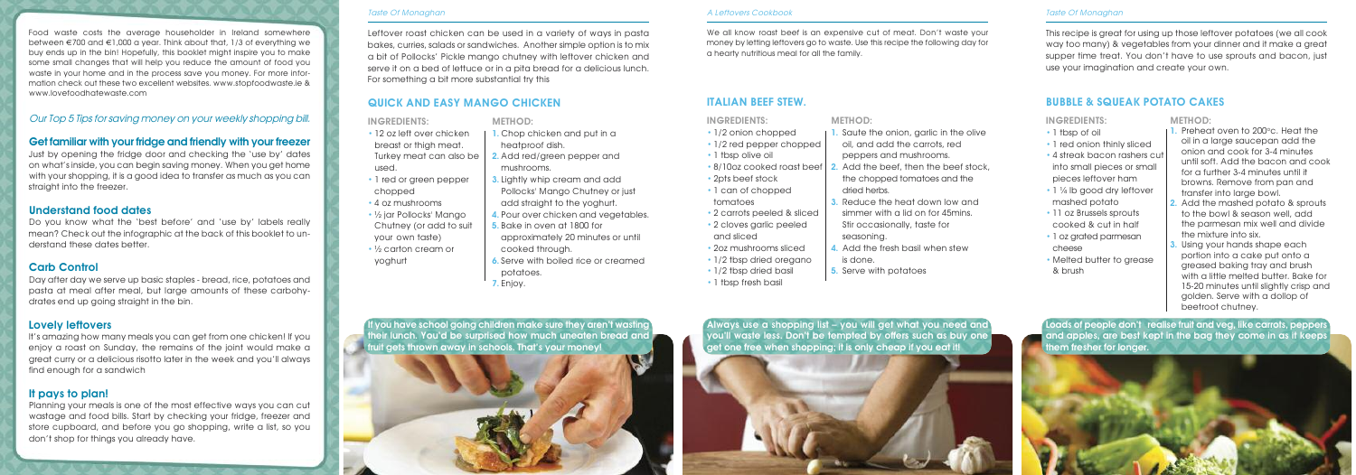Food waste costs the average householder in Ireland somewhere between €700 and €1,000 a year. Think about that, 1/3 of everything we buy ends up in the bin! Hopefully, this booklet might inspire you to make some small changes that will help you reduce the amount of food you waste in your home and in the process save you money. For more information check out these two excellent websites. www.stopfoodwaste.ie & www.lovefoodhatewaste.com

*Our Top 5 Tips for saving money on your weekly shopping bill.*

## Get familiar with your fridge and friendly with your freezer

Just by opening the fridge door and checking the 'use by' dates on what's inside, you can begin saving money. When you get home with your shopping, it is a good idea to transfer as much as you can straight into the freezer.

## Understand food dates

Do you know what the 'best before' and 'use by' labels really mean? Check out the infographic at the back of this booklet to understand these dates better.

## Carb Control

Day after day we serve up basic staples - bread, rice, potatoes and pasta at meal after meal, but large amounts of these carbohydrates end up going straight in the bin.

## Lovely leftovers

It's amazing how many meals you can get from one chicken! If you enjoy a roast on Sunday, the remains of the joint would make a great curry or a delicious risotto later in the week and you'll always find enough for a sandwich

## It pays to plan!

Planning your meals is one of the most effective ways you can cut wastage and food bills. Start by checking your fridge, freezer and store cupboard, and before you go shopping, write a list, so you don't shop for things you already have.

*Taste Of Monaghan*

Leftover roast chicken can be used in a variety of ways in pasta bakes, curries, salads or sandwiches. Another simple option is to mix a bit of Pollocks' Pickle mango chutney with leftover chicken and serve it on a bed of lettuce or in a pita bread for a delicious lunch. For something a bit more substantial try this

## QUICK AND EASY MANGO CHICKEN

**INGREDIENTS:**

- 12 oz left over chicken breast or thigh meat. Turkey meat can also be used.
- 1 red or green pepper chopped
- 4 oz mushrooms
- ½ jar Pollocks' Mango Chutney (or add to suit your own taste)
- ½ carton cream or yoghurt

**METHOD:**

1. Chop chicken and put in a heatproof dish.
2. Add red/green pepper and mushrooms.
3. Lightly whip cream and add Pollocks' Mango Chutney or just add straight to the yoghurt.
4. Pour over chicken and vegetables.
5. Bake in oven at 1800 for approximately 20 minutes or until cooked through.
6. Serve with boiled rice or creamed potatoes.
7. Enjoy.

**If you have school going children make sure they aren't wasting their lunch. You'd be surprised how much uneaten bread and fruit gets thrown away in schools. That's your money!**

*A Leftovers Cookbook*

We all know roast beef is an expensive cut of meat. Don't waste your money by letting leftovers go to waste. Use this recipe the following day for a hearty nutritious meal for all the family.

## ITALIAN BEEF STEW.

**INGREDIENTS:**

- 1/2 onion chopped
- 1/2 red pepper chopped
- 1 tbsp olive oil
- 8/10oz cooked roast beef
- 2pts beef stock
- 1 can of chopped tomatoes
- 2 carrots peeled & sliced
- 2 cloves garlic peeled and sliced
- 2oz mushrooms sliced
- 1/2 tbsp dried oregano
- 1/2 tbsp dried basil
- 1 tbsp fresh basil

**METHOD:**

1. Saute the onion, garlic in the olive oil, and add the carrots, red peppers and mushrooms.
2. Add the beef, then the beef stock, the chopped tomatoes and the dried herbs.
3. Reduce the heat down low and simmer with a lid on for 45mins. Stir occasionally, taste for seasoning.
4. Add the fresh basil when stew is done.
5. Serve with potatoes

**Always use a shopping list – you will get what you need and you'll waste less. Don't be tempted by offers such as buy one get one free when shopping; it is only cheap if you eat it!**

*Taste Of Monaghan*

This recipe is great for using up those leftover potatoes (we all cook way too many) & vegetables from your dinner and it make a great supper time treat. You don't have to use sprouts and bacon, just use your imagination and create your own.

## BUBBLE & SQUEAK POTATO CAKES

**INGREDIENTS:**

- 1 tbsp of oil
- 1 red onion thinly sliced
- 4 streak bacon rashers cut into small pieces or small pieces leftover ham
- 1 ½ lb good dry leftover mashed potato
- 11 oz Brussels sprouts cooked & cut in half
- 1 oz grated parmesan cheese
- Melted butter to grease & brush

**METHOD:**

1. Preheat oven to 200ºc. Heat the oil in a large saucepan add the onion and cook for 3-4 minutes until soft. Add the bacon and cook for a further 3-4 minutes until it browns. Remove from pan and transfer into large bowl.
2. Add the mashed potato & sprouts to the bowl & season well, add the parmesan mix well and divide the mixture into six.
3. Using your hands shape each portion into a cake put onto a greased baking tray and brush with a little melted butter. Bake for 15-20 minutes until slightly crisp and golden. Serve with a dollop of beetroot chutney.

**Loads of people don't realise fruit and veg, like carrots, peppers and apples, are best kept in the bag they come in as it keeps them fresher for longer.**